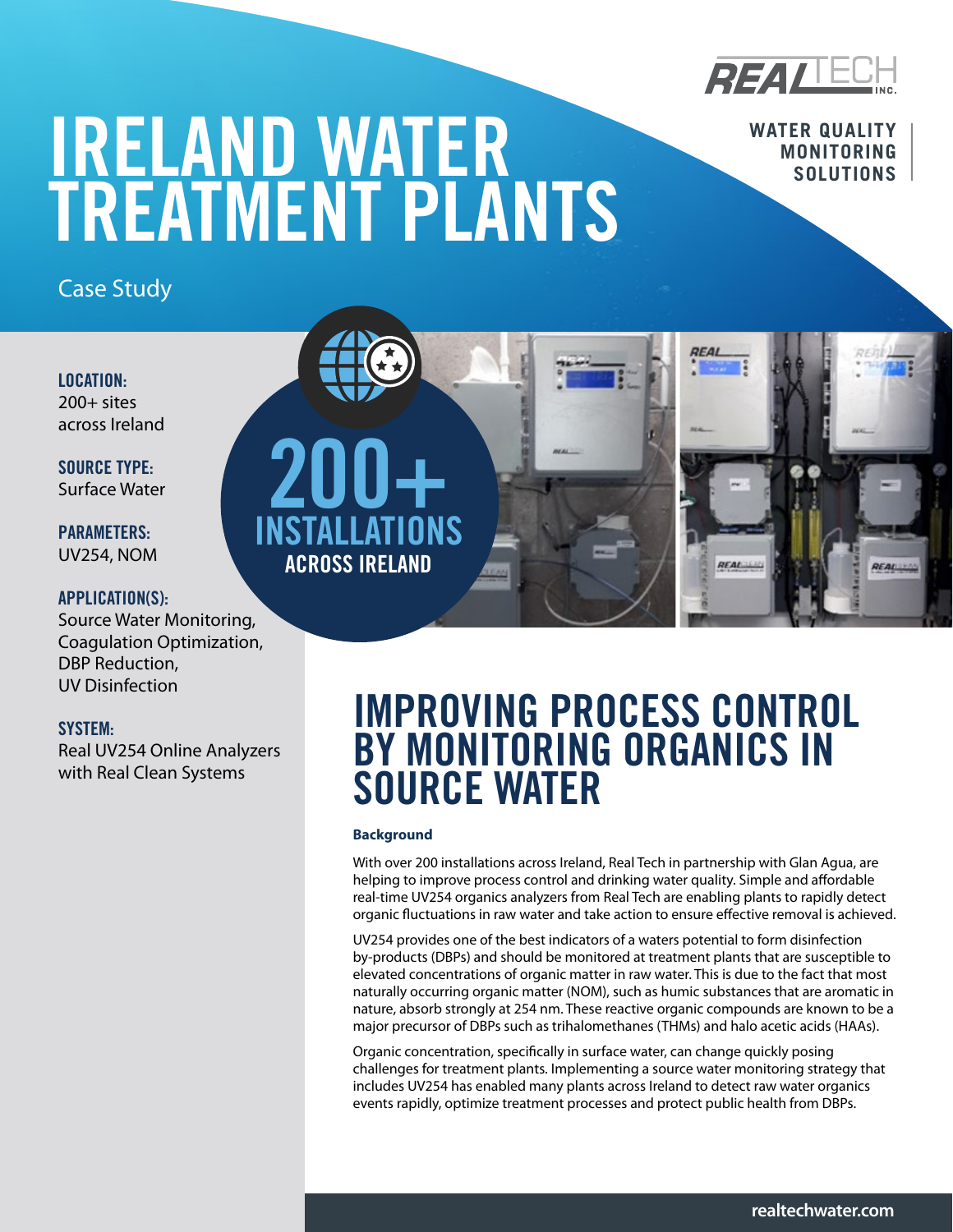# IRELAND WATER TREATMENT PLANTS

Case Study

WATER QUALITY MONITORING SOLUTIONS

**LOCATION:**
200+ sites across Ireland

**SOURCE TYPE:**
Surface Water

**PARAMETERS:**
UV254, NOM

**APPLICATION(S):**
Source Water Monitoring, Coagulation Optimization, DBP Reduction, UV Disinfection

**SYSTEM:**
Real UV254 Online Analyzers with Real Clean Systems

**200+ INSTALLATIONS ACROSS IRELAND**

## IMPROVING PROCESS CONTROL BY MONITORING ORGANICS IN SOURCE WATER

**Background**

With over 200 installations across Ireland, Real Tech in partnership with Glan Agua, are helping to improve process control and drinking water quality. Simple and affordable real-time UV254 organics analyzers from Real Tech are enabling plants to rapidly detect organic fluctuations in raw water and take action to ensure effective removal is achieved.

UV254 provides one of the best indicators of a waters potential to form disinfection by-products (DBPs) and should be monitored at treatment plants that are susceptible to elevated concentrations of organic matter in raw water. This is due to the fact that most naturally occurring organic matter (NOM), such as humic substances that are aromatic in nature, absorb strongly at 254 nm. These reactive organic compounds are known to be a major precursor of DBPs such as trihalomethanes (THMs) and halo acetic acids (HAAs).

Organic concentration, specifically in surface water, can change quickly posing challenges for treatment plants. Implementing a source water monitoring strategy that includes UV254 has enabled many plants across Ireland to detect raw water organics events rapidly, optimize treatment processes and protect public health from DBPs.

realtechwater.com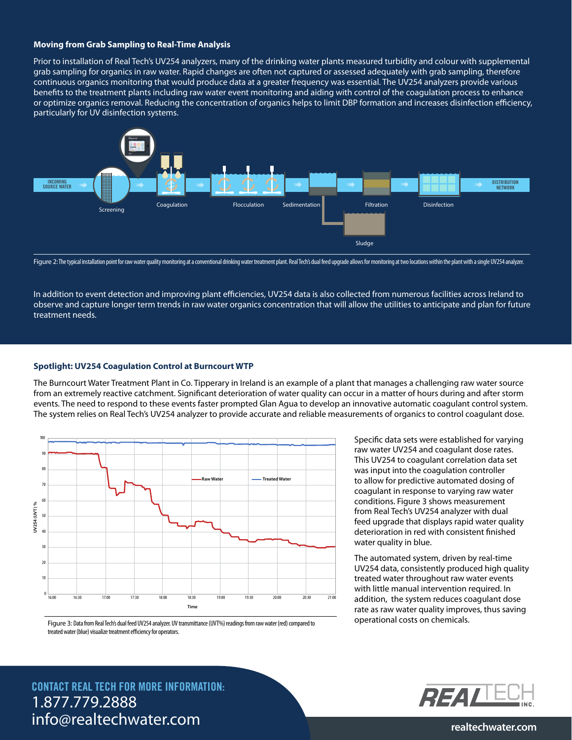### Moving from Grab Sampling to Real-Time Analysis

Prior to installation of Real Tech's UV254 analyzers, many of the drinking water plants measured turbidity and colour with supplemental grab sampling for organics in raw water. Rapid changes are often not captured or assessed adequately with grab sampling, therefore continuous organics monitoring that would produce data at a greater frequency was essential. The UV254 analyzers provide various benefits to the treatment plants including raw water event monitoring and aiding with control of the coagulation process to enhance or optimize organics removal. Reducing the concentration of organics helps to limit DBP formation and increases disinfection efficiency, particularly for UV disinfection systems.

INCOMING SOURCE WATER
Screening
Coagulation
Flocculation
Sedimentation
Filtration
Disinfection
DISTRIBUTION NETWORK
Sludge

Figure 2: The typical installation point for raw water quality monitoring at a conventional drinking water treatment plant. Real Tech's dual feed upgrade allows for monitoring at two locations within the plant with a single UV254 analyzer.

In addition to event detection and improving plant efficiencies, UV254 data is also collected from numerous facilities across Ireland to observe and capture longer term trends in raw water organics concentration that will allow the utilities to anticipate and plan for future treatment needs.

### Spotlight: UV254 Coagulation Control at Burncourt WTP

The Burncourt Water Treatment Plant in Co. Tipperary in Ireland is an example of a plant that manages a challenging raw water source from an extremely reactive catchment. Significant deterioration of water quality can occur in a matter of hours during and after storm events. The need to respond to these events faster prompted Glan Agua to develop an innovative automatic coagulant control system. The system relies on Real Tech's UV254 analyzer to provide accurate and reliable measurements of organics to control coagulant dose.

UV254 (UVT) %
100
90
80
70
60
50
40
30
20
10
0
16:00
16:30
17:00
17:30
18:00
18:30
19:00
19:30
20:00
20:30
21:00
Time
Raw Water
Treated Water

Figure 3: Data from Real Tech's dual feed UV254 analyzer. UV transmittance (UVT%) readings from raw water (red) compared to treated water (blue) visualize treatment efficiency for operators.

Specific data sets were established for varying raw water UV254 and coagulant dose rates. This UV254 to coagulant correlation data set was input into the coagulation controller to allow for predictive automated dosing of coagulant in response to varying raw water conditions. Figure 3 shows measurement from Real Tech's UV254 analyzer with dual feed upgrade that displays rapid water quality deterioration in red with consistent finished water quality in blue.

The automated system, driven by real-time UV254 data, consistently produced high quality treated water throughout raw water events with little manual intervention required. In addition, the system reduces coagulant dose rate as raw water quality improves, thus saving operational costs on chemicals.

**CONTACT REAL TECH FOR MORE INFORMATION:**
1.877.779.2888
info@realtechwater.com

REAL TECH INC.
realtechwater.com